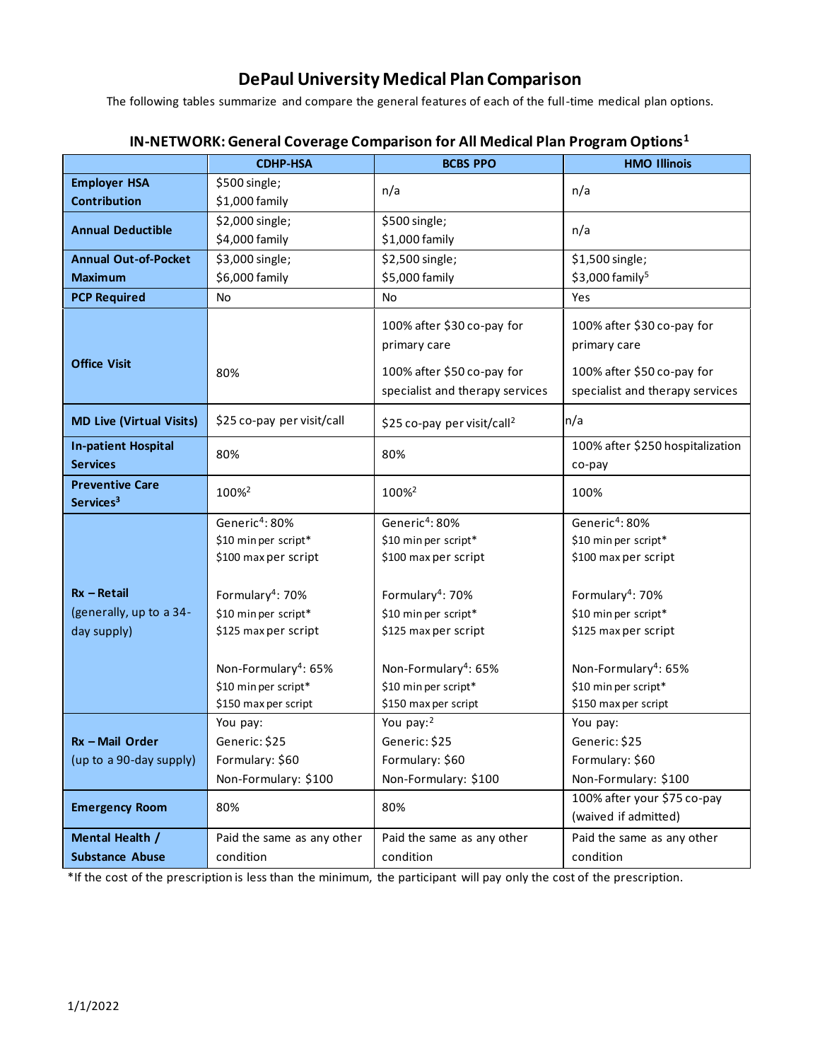# DePaul University Medical Plan Comparison

The following tables summarize and compare the general features of each of the full-time medical plan options.

## IN-NETWORK: General Coverage Comparison for All Medical Plan Program Options[1]

| | CDHP-HSA | BCBS PPO | HMO Illinois |
|---|---|---|---|
| **Employer HSA Contribution** | $500 single; $1,000 family | n/a | n/a |
| **Annual Deductible** | $2,000 single; $4,000 family | $500 single; $1,000 family | n/a |
| **Annual Out-of-Pocket Maximum** | $3,000 single; $6,000 family | $2,500 single; $5,000 family | $1,500 single; $3,000 family[5] |
| **PCP Required** | No | No | Yes |
| **Office Visit** | 80% | 100% after $30 co-pay for primary care<br><br>100% after $50 co-pay for specialist and therapy services | 100% after $30 co-pay for primary care<br><br>100% after $50 co-pay for specialist and therapy services |
| **MD Live (Virtual Visits)** | $25 co-pay per visit/call | $25 co-pay per visit/call[2] | n/a |
| **In-patient Hospital Services** | 80% | 80% | 100% after $250 hospitalization co-pay |
| **Preventive Care Services[3]** | 100%[2] | 100%[2] | 100% |
| **Rx – Retail** (generally, up to a 34-day supply) | Generic[4]: 80%<br>$10 min per script*<br>$100 max per script<br><br>Formulary[4]: 70%<br>$10 min per script*<br>$125 max per script<br><br>Non-Formulary[4]: 65%<br>$10 min per script*<br>$150 max per script | Generic[4]: 80%<br>$10 min per script*<br>$100 max per script<br><br>Formulary[4]: 70%<br>$10 min per script*<br>$125 max per script<br><br>Non-Formulary[4]: 65%<br>$10 min per script*<br>$150 max per script | Generic[4]: 80%<br>$10 min per script*<br>$100 max per script<br><br>Formulary[4]: 70%<br>$10 min per script*<br>$125 max per script<br><br>Non-Formulary[4]: 65%<br>$10 min per script*<br>$150 max per script |
| **Rx – Mail Order** (up to a 90-day supply) | You pay:<br>Generic: $25<br>Formulary: $60<br>Non-Formulary: $100 | You pay:[2]<br>Generic: $25<br>Formulary: $60<br>Non-Formulary: $100 | You pay:<br>Generic: $25<br>Formulary: $60<br>Non-Formulary: $100 |
| **Emergency Room** | 80% | 80% | 100% after your $75 co-pay (waived if admitted) |
| **Mental Health / Substance Abuse** | Paid the same as any other condition | Paid the same as any other condition | Paid the same as any other condition |

*If the cost of the prescription is less than the minimum, the participant will pay only the cost of the prescription.

1/1/2022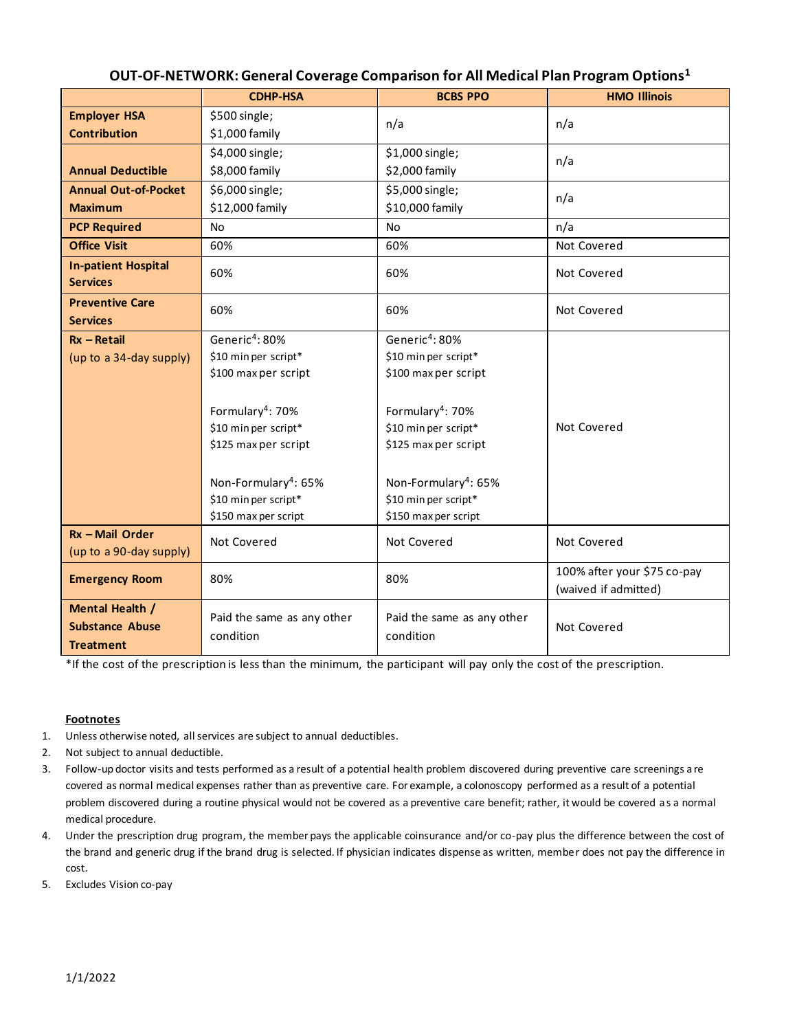## OUT-OF-NETWORK: General Coverage Comparison for All Medical Plan Program Options[1]

| | CDHP-HSA | BCBS PPO | HMO Illinois |
|---|---|---|---|
| **Employer HSA Contribution** | $500 single;<br>$1,000 family | n/a | n/a |
| **Annual Deductible** | $4,000 single;<br>$8,000 family | $1,000 single;<br>$2,000 family | n/a |
| **Annual Out-of-Pocket Maximum** | $6,000 single;<br>$12,000 family | $5,000 single;<br>$10,000 family | n/a |
| **PCP Required** | No | No | n/a |
| **Office Visit** | 60% | 60% | Not Covered |
| **In-patient Hospital Services** | 60% | 60% | Not Covered |
| **Preventive Care Services** | 60% | 60% | Not Covered |
| **Rx – Retail** (up to a 34-day supply) | Generic[4]: 80%<br>$10 min per script*<br>$100 max per script<br><br>Formulary[4]: 70%<br>$10 min per script*<br>$125 max per script<br><br>Non-Formulary[4]: 65%<br>$10 min per script*<br>$150 max per script | Generic[4]: 80%<br>$10 min per script*<br>$100 max per script<br><br>Formulary[4]: 70%<br>$10 min per script*<br>$125 max per script<br><br>Non-Formulary[4]: 65%<br>$10 min per script*<br>$150 max per script | Not Covered |
| **Rx – Mail Order** (up to a 90-day supply) | Not Covered | Not Covered | Not Covered |
| **Emergency Room** | 80% | 80% | 100% after your $75 co-pay (waived if admitted) |
| **Mental Health / Substance Abuse Treatment** | Paid the same as any other condition | Paid the same as any other condition | Not Covered |

*If the cost of the prescription is less than the minimum, the participant will pay only the cost of the prescription.

**Footnotes**

1. Unless otherwise noted, all services are subject to annual deductibles.
2. Not subject to annual deductible.
3. Follow-up doctor visits and tests performed as a result of a potential health problem discovered during preventive care screenings are covered as normal medical expenses rather than as preventive care. For example, a colonoscopy performed as a result of a potential problem discovered during a routine physical would not be covered as a preventive care benefit; rather, it would be covered as a normal medical procedure.
4. Under the prescription drug program, the member pays the applicable coinsurance and/or co-pay plus the difference between the cost of the brand and generic drug if the brand drug is selected. If physician indicates dispense as written, member does not pay the difference in cost.
5. Excludes Vision co-pay

1/1/2022